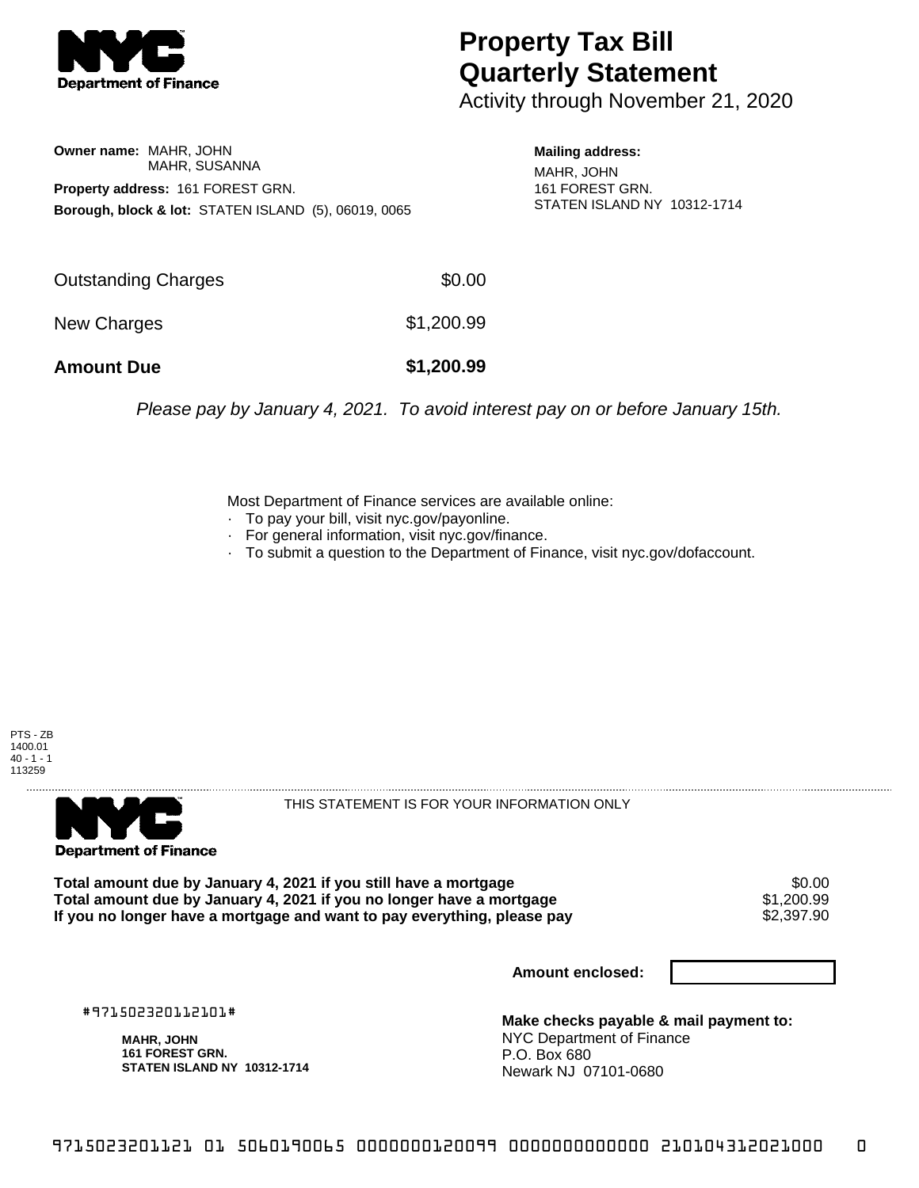# Property Tax Bill Quarterly Statement

Activity through November 21, 2020

**Owner name:** MAHR, JOHN
MAHR, SUSANNA

**Property address:** 161 FOREST GRN.

**Borough, block & lot:** STATEN ISLAND (5), 06019, 0065

**Mailing address:**
MAHR, JOHN
161 FOREST GRN.
STATEN ISLAND NY 10312-1714

| | |
|---|---|
| Outstanding Charges | $0.00 |
| New Charges | $1,200.99 |
| **Amount Due** | **$1,200.99** |

*Please pay by January 4, 2021. To avoid interest pay on or before January 15th.*

Most Department of Finance services are available online:
- To pay your bill, visit nyc.gov/payonline.
- For general information, visit nyc.gov/finance.
- To submit a question to the Department of Finance, visit nyc.gov/dofaccount.

PTS - ZB
1400.01
40 - 1 - 1
113259

THIS STATEMENT IS FOR YOUR INFORMATION ONLY

| | |
|---|---|
| **Total amount due by January 4, 2021 if you still have a mortgage** | $0.00 |
| **Total amount due by January 4, 2021 if you no longer have a mortgage** | $1,200.99 |
| **If you no longer have a mortgage and want to pay everything, please pay** | $2,397.90 |

**Amount enclosed:**

#971502320112101#

**MAHR, JOHN**
**161 FOREST GRN.**
**STATEN ISLAND NY 10312-1714**

**Make checks payable & mail payment to:**
NYC Department of Finance
P.O. Box 680
Newark NJ 07101-0680

9715023201121 01 5060190065 0000000120099 0000000000000 210104312021000 0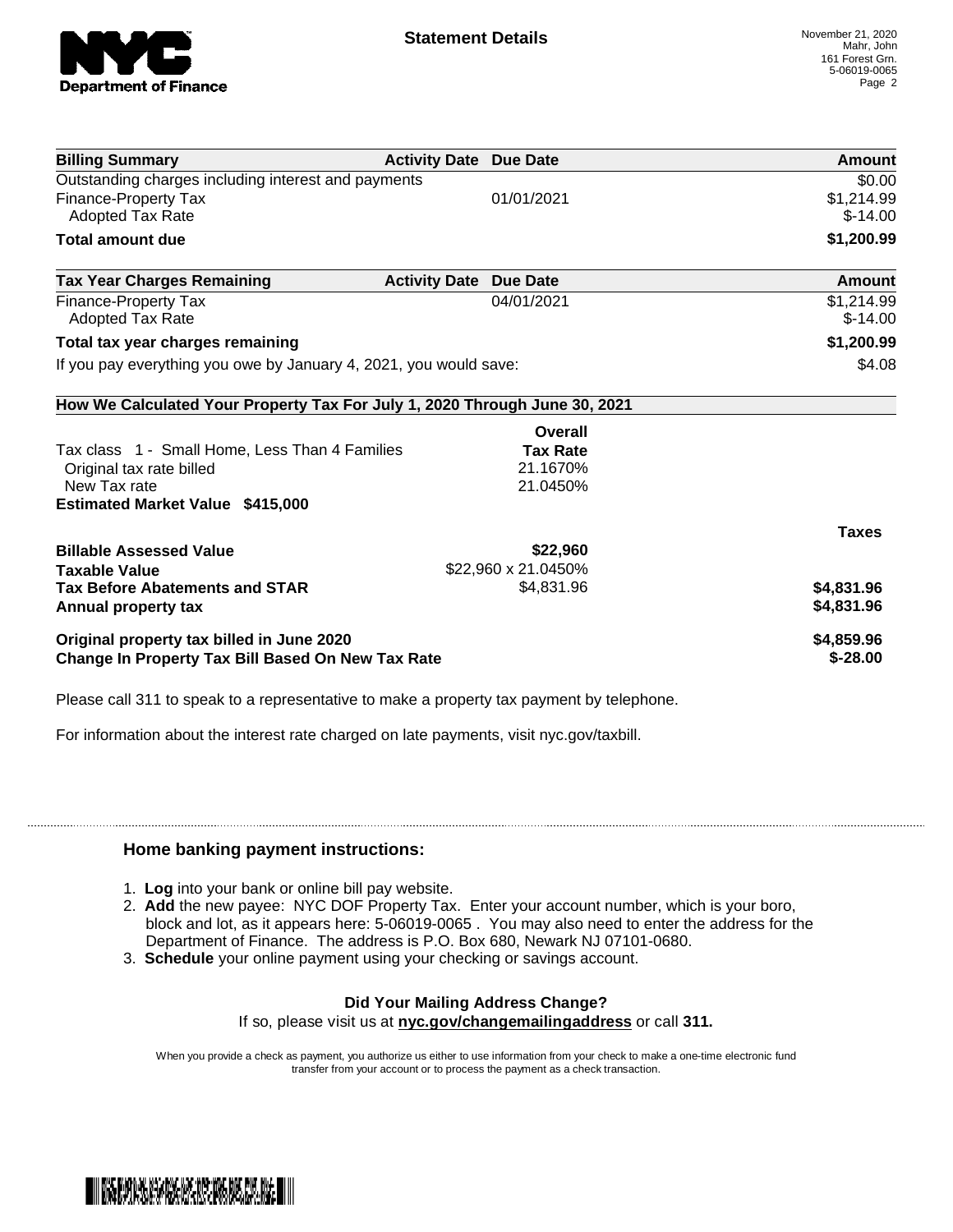**Department of Finance**

## Statement Details

November 21, 2020
Mahr, John
161 Forest Grn.
5-06019-0065

| Billing Summary | Activity Date | Due Date | Amount |
|---|---|---|---|
| Outstanding charges including interest and payments | | | $0.00 |
| Finance-Property Tax | | 01/01/2021 | $1,214.99 |
| Adopted Tax Rate | | | $-14.00 |
| **Total amount due** | | | **$1,200.99** |

| Tax Year Charges Remaining | Activity Date | Due Date | Amount |
|---|---|---|---|
| Finance-Property Tax | | 04/01/2021 | $1,214.99 |
| Adopted Tax Rate | | | $-14.00 |
| **Total tax year charges remaining** | | | **$1,200.99** |
| If you pay everything you owe by January 4, 2021, you would save: | | | $4.08 |

### How We Calculated Your Property Tax For July 1, 2020 Through June 30, 2021

| | Overall Tax Rate | |
|---|---|---|
| Tax class 1 - Small Home, Less Than 4 Families | | |
| Original tax rate billed | 21.1670% | |
| New Tax rate | 21.0450% | |
| **Estimated Market Value $415,000** | | |

| | | Taxes |
|---|---|---|
| **Billable Assessed Value** | $22,960 | |
| **Taxable Value** | $22,960 x 21.0450% | |
| **Tax Before Abatements and STAR** | $4,831.96 | $4,831.96 |
| **Annual property tax** | | $4,831.96 |
| **Original property tax billed in June 2020** | | $4,859.96 |
| **Change In Property Tax Bill Based On New Tax Rate** | | $-28.00 |

Please call 311 to speak to a representative to make a property tax payment by telephone.

For information about the interest rate charged on late payments, visit nyc.gov/taxbill.

### Home banking payment instructions:

1. **Log** into your bank or online bill pay website.
2. **Add** the new payee: NYC DOF Property Tax. Enter your account number, which is your boro, block and lot, as it appears here: 5-06019-0065 . You may also need to enter the address for the Department of Finance. The address is P.O. Box 680, Newark NJ 07101-0680.
3. **Schedule** your online payment using your checking or savings account.

**Did Your Mailing Address Change?**
If so, please visit us at **nyc.gov/changemailingaddress** or call **311.**

When you provide a check as payment, you authorize us either to use information from your check to make a one-time electronic fund transfer from your account or to process the payment as a check transaction.